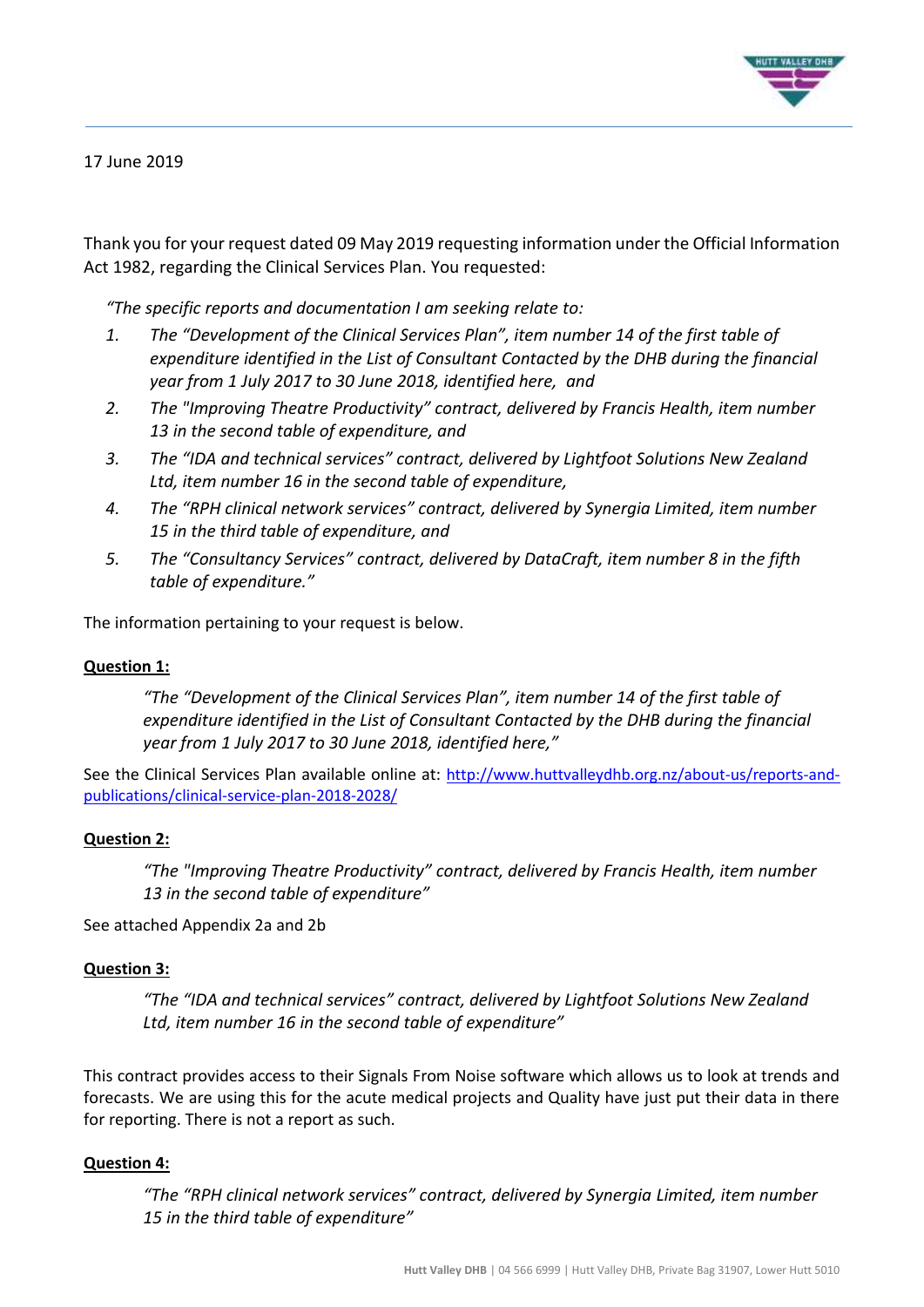17 June 2019

Thank you for your request dated 09 May 2019 requesting information under the Official Information Act 1982, regarding the Clinical Services Plan. You requested:

*"The specific reports and documentation I am seeking relate to:*

1. *The "Development of the Clinical Services Plan", item number 14 of the first table of expenditure identified in the List of Consultant Contacted by the DHB during the financial year from 1 July 2017 to 30 June 2018, identified here, and*
2. *The "Improving Theatre Productivity" contract, delivered by Francis Health, item number 13 in the second table of expenditure, and*
3. *The "IDA and technical services" contract, delivered by Lightfoot Solutions New Zealand Ltd, item number 16 in the second table of expenditure,*
4. *The "RPH clinical network services" contract, delivered by Synergia Limited, item number 15 in the third table of expenditure, and*
5. *The "Consultancy Services" contract, delivered by DataCraft, item number 8 in the fifth table of expenditure."*

The information pertaining to your request is below.

**Question 1:**

> *"The "Development of the Clinical Services Plan", item number 14 of the first table of expenditure identified in the List of Consultant Contacted by the DHB during the financial year from 1 July 2017 to 30 June 2018, identified here,"*

See the Clinical Services Plan available online at: [http://www.huttvalleydhb.org.nz/about-us/reports-and-publications/clinical-service-plan-2018-2028/](http://www.huttvalleydhb.org.nz/about-us/reports-and-publications/clinical-service-plan-2018-2028/)

**Question 2:**

> *"The "Improving Theatre Productivity" contract, delivered by Francis Health, item number 13 in the second table of expenditure"*

See attached Appendix 2a and 2b

**Question 3:**

> *"The "IDA and technical services" contract, delivered by Lightfoot Solutions New Zealand Ltd, item number 16 in the second table of expenditure"*

This contract provides access to their Signals From Noise software which allows us to look at trends and forecasts. We are using this for the acute medical projects and Quality have just put their data in there for reporting. There is not a report as such.

**Question 4:**

> *"The "RPH clinical network services" contract, delivered by Synergia Limited, item number 15 in the third table of expenditure"*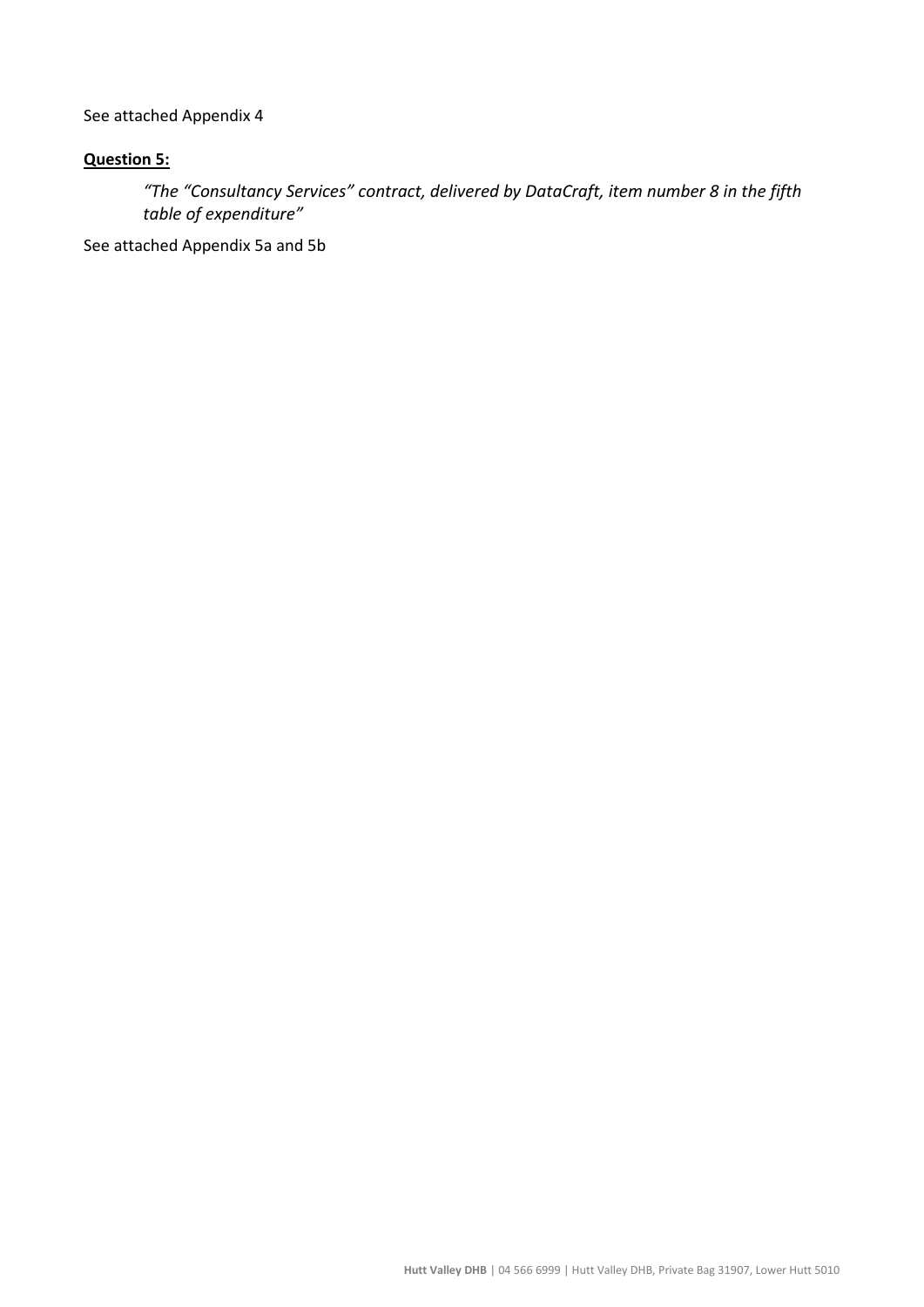See attached Appendix 4

**Question 5:**

> *"The "Consultancy Services" contract, delivered by DataCraft, item number 8 in the fifth table of expenditure"*

See attached Appendix 5a and 5b